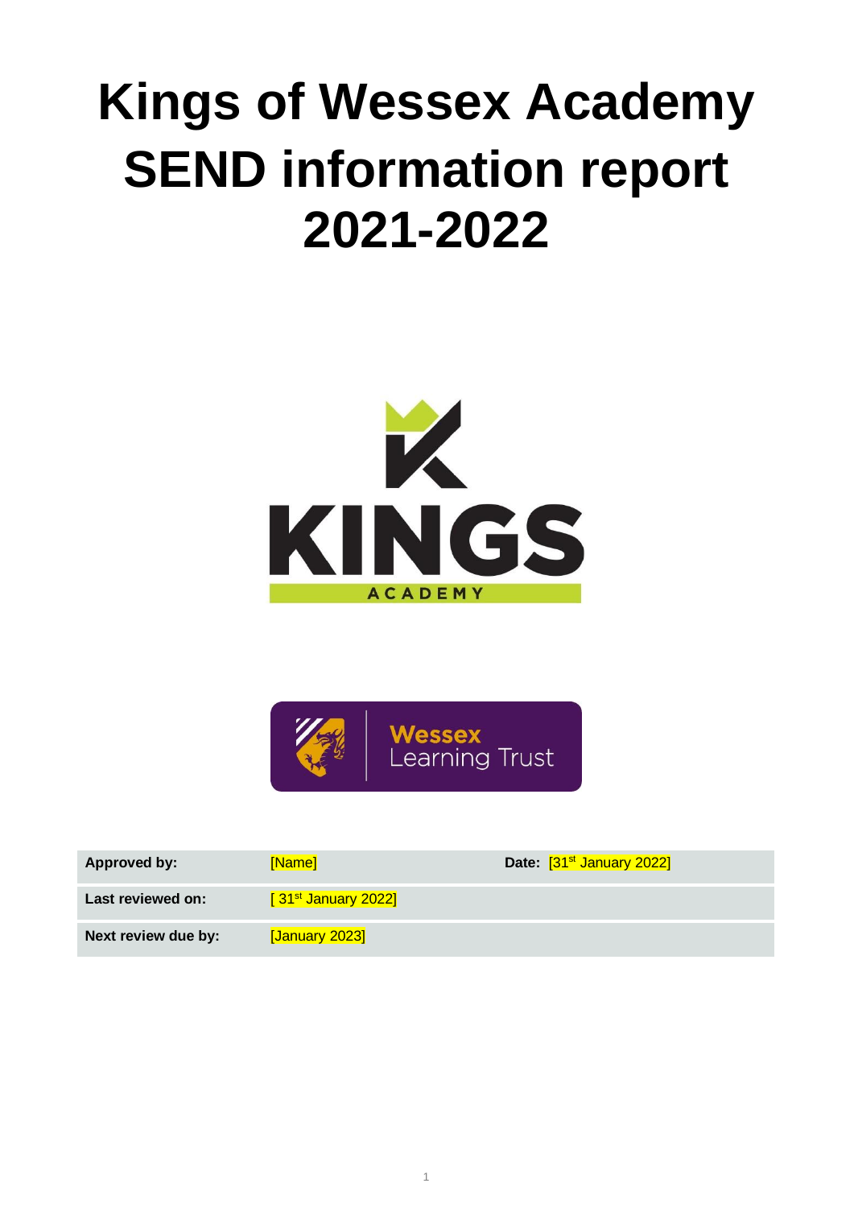# Kings of Wessex Academy SEND information report 2021-2022

| Approved by: | [Name] | Date: [31st January 2022] |
|---|---|---|
| Last reviewed on: | [ 31st January 2022] | |
| Next review due by: | [January 2023] | |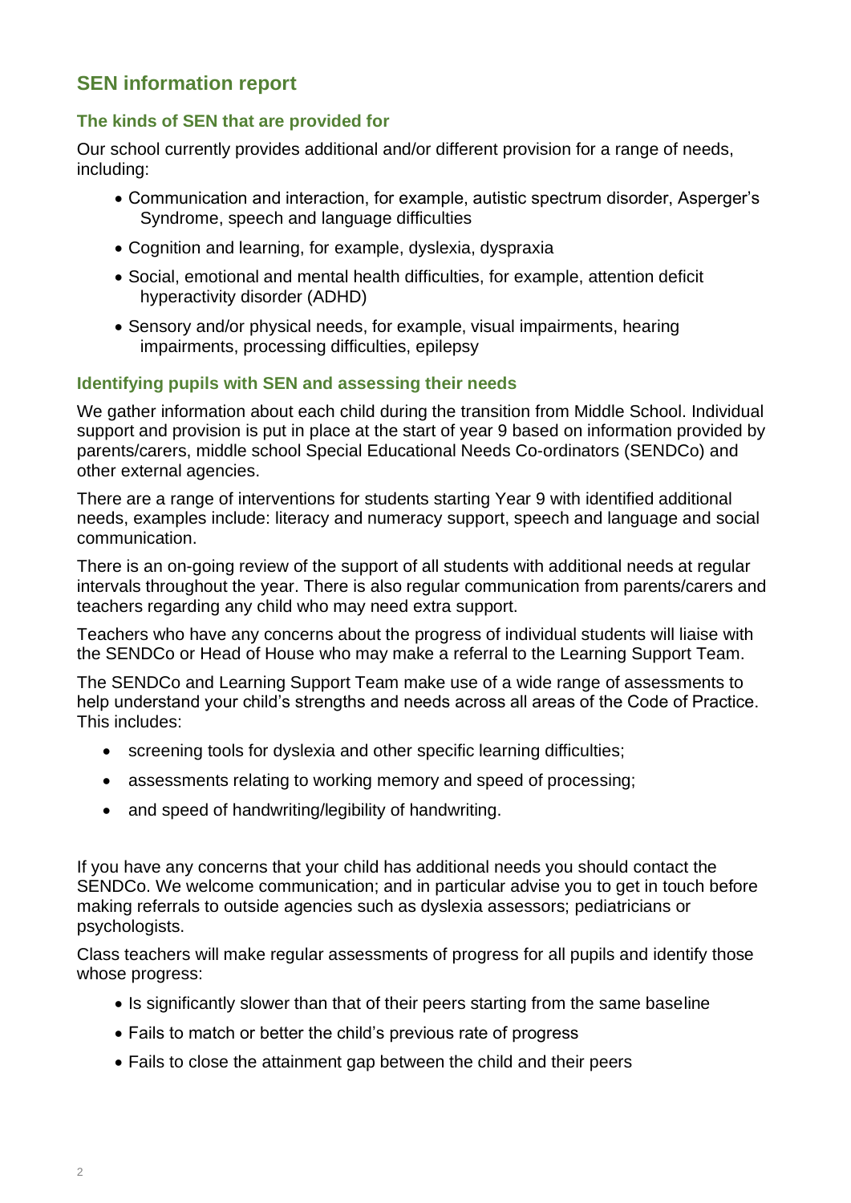## SEN information report

### The kinds of SEN that are provided for

Our school currently provides additional and/or different provision for a range of needs, including:

- Communication and interaction, for example, autistic spectrum disorder, Asperger's Syndrome, speech and language difficulties
- Cognition and learning, for example, dyslexia, dyspraxia
- Social, emotional and mental health difficulties, for example, attention deficit hyperactivity disorder (ADHD)
- Sensory and/or physical needs, for example, visual impairments, hearing impairments, processing difficulties, epilepsy

### Identifying pupils with SEN and assessing their needs

We gather information about each child during the transition from Middle School. Individual support and provision is put in place at the start of year 9 based on information provided by parents/carers, middle school Special Educational Needs Co-ordinators (SENDCo) and other external agencies.

There are a range of interventions for students starting Year 9 with identified additional needs, examples include: literacy and numeracy support, speech and language and social communication.

There is an on-going review of the support of all students with additional needs at regular intervals throughout the year. There is also regular communication from parents/carers and teachers regarding any child who may need extra support.

Teachers who have any concerns about the progress of individual students will liaise with the SENDCo or Head of House who may make a referral to the Learning Support Team.

The SENDCo and Learning Support Team make use of a wide range of assessments to help understand your child's strengths and needs across all areas of the Code of Practice. This includes:

- screening tools for dyslexia and other specific learning difficulties;
- assessments relating to working memory and speed of processing;
- and speed of handwriting/legibility of handwriting.

If you have any concerns that your child has additional needs you should contact the SENDCo. We welcome communication; and in particular advise you to get in touch before making referrals to outside agencies such as dyslexia assessors; pediatricians or psychologists.

Class teachers will make regular assessments of progress for all pupils and identify those whose progress:

- Is significantly slower than that of their peers starting from the same baseline
- Fails to match or better the child's previous rate of progress
- Fails to close the attainment gap between the child and their peers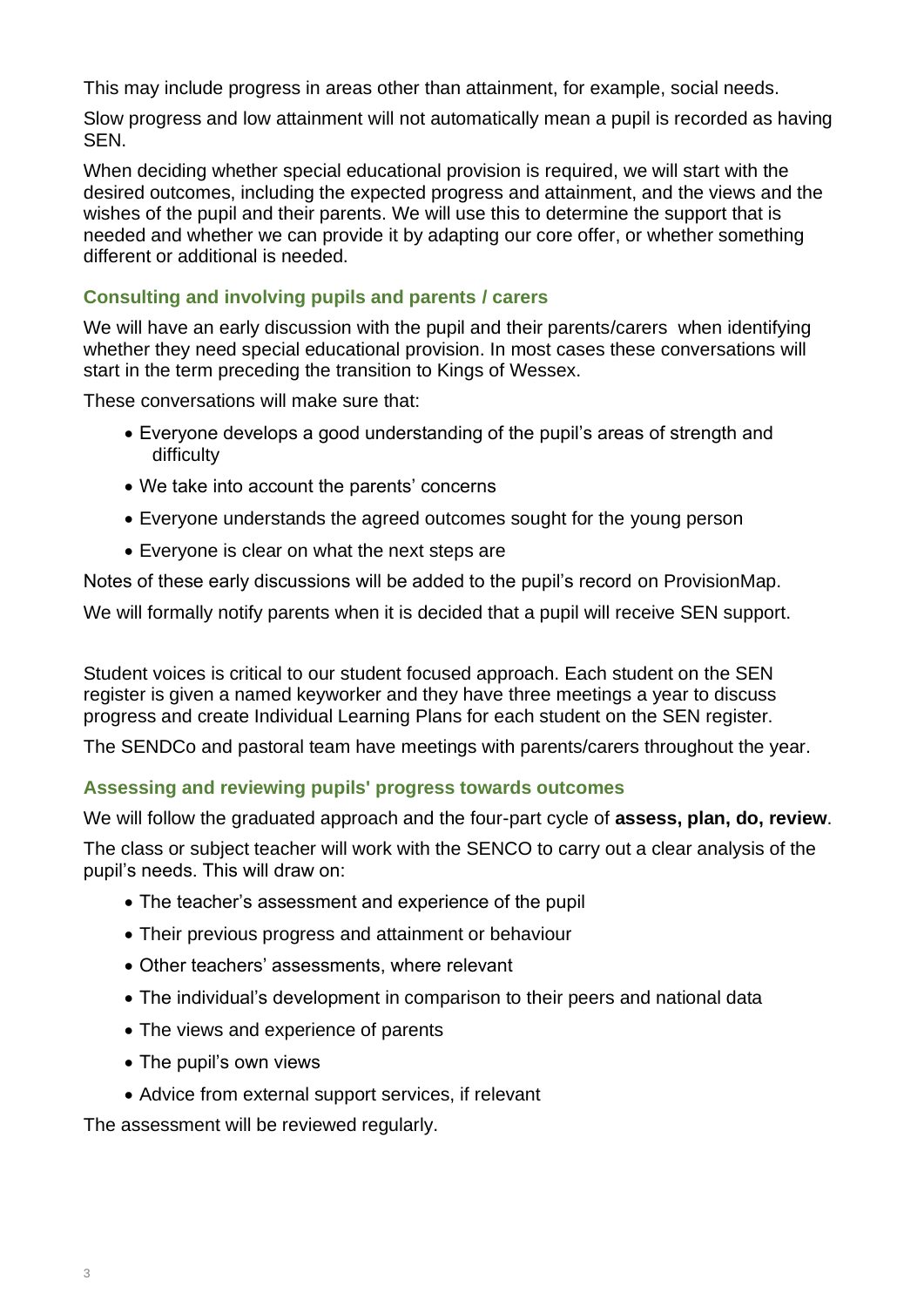This may include progress in areas other than attainment, for example, social needs.

Slow progress and low attainment will not automatically mean a pupil is recorded as having SEN.

When deciding whether special educational provision is required, we will start with the desired outcomes, including the expected progress and attainment, and the views and the wishes of the pupil and their parents. We will use this to determine the support that is needed and whether we can provide it by adapting our core offer, or whether something different or additional is needed.

### Consulting and involving pupils and parents / carers

We will have an early discussion with the pupil and their parents/carers when identifying whether they need special educational provision. In most cases these conversations will start in the term preceding the transition to Kings of Wessex.

These conversations will make sure that:

- Everyone develops a good understanding of the pupil's areas of strength and difficulty
- We take into account the parents' concerns
- Everyone understands the agreed outcomes sought for the young person
- Everyone is clear on what the next steps are

Notes of these early discussions will be added to the pupil's record on ProvisionMap.

We will formally notify parents when it is decided that a pupil will receive SEN support.

Student voices is critical to our student focused approach. Each student on the SEN register is given a named keyworker and they have three meetings a year to discuss progress and create Individual Learning Plans for each student on the SEN register.

The SENDCo and pastoral team have meetings with parents/carers throughout the year.

### Assessing and reviewing pupils' progress towards outcomes

We will follow the graduated approach and the four-part cycle of **assess, plan, do, review**.

The class or subject teacher will work with the SENCO to carry out a clear analysis of the pupil's needs. This will draw on:

- The teacher's assessment and experience of the pupil
- Their previous progress and attainment or behaviour
- Other teachers' assessments, where relevant
- The individual's development in comparison to their peers and national data
- The views and experience of parents
- The pupil's own views
- Advice from external support services, if relevant

The assessment will be reviewed regularly.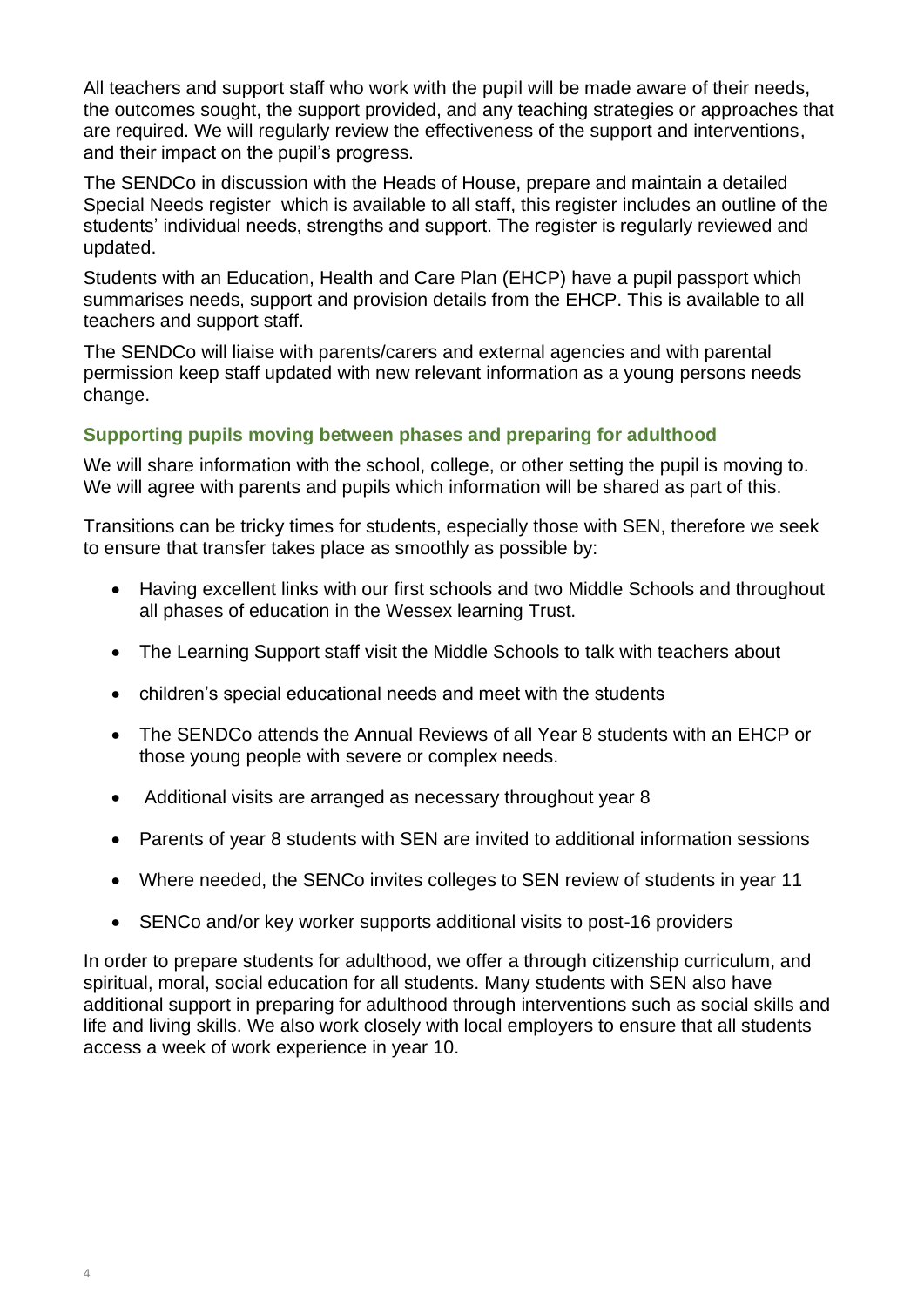All teachers and support staff who work with the pupil will be made aware of their needs, the outcomes sought, the support provided, and any teaching strategies or approaches that are required. We will regularly review the effectiveness of the support and interventions, and their impact on the pupil's progress.

The SENDCo in discussion with the Heads of House, prepare and maintain a detailed Special Needs register which is available to all staff, this register includes an outline of the students' individual needs, strengths and support. The register is regularly reviewed and updated.

Students with an Education, Health and Care Plan (EHCP) have a pupil passport which summarises needs, support and provision details from the EHCP. This is available to all teachers and support staff.

The SENDCo will liaise with parents/carers and external agencies and with parental permission keep staff updated with new relevant information as a young persons needs change.

### Supporting pupils moving between phases and preparing for adulthood

We will share information with the school, college, or other setting the pupil is moving to. We will agree with parents and pupils which information will be shared as part of this.

Transitions can be tricky times for students, especially those with SEN, therefore we seek to ensure that transfer takes place as smoothly as possible by:

- Having excellent links with our first schools and two Middle Schools and throughout all phases of education in the Wessex learning Trust.
- The Learning Support staff visit the Middle Schools to talk with teachers about
- children's special educational needs and meet with the students
- The SENDCo attends the Annual Reviews of all Year 8 students with an EHCP or those young people with severe or complex needs.
- Additional visits are arranged as necessary throughout year 8
- Parents of year 8 students with SEN are invited to additional information sessions
- Where needed, the SENCo invites colleges to SEN review of students in year 11
- SENCo and/or key worker supports additional visits to post-16 providers

In order to prepare students for adulthood, we offer a through citizenship curriculum, and spiritual, moral, social education for all students. Many students with SEN also have additional support in preparing for adulthood through interventions such as social skills and life and living skills. We also work closely with local employers to ensure that all students access a week of work experience in year 10.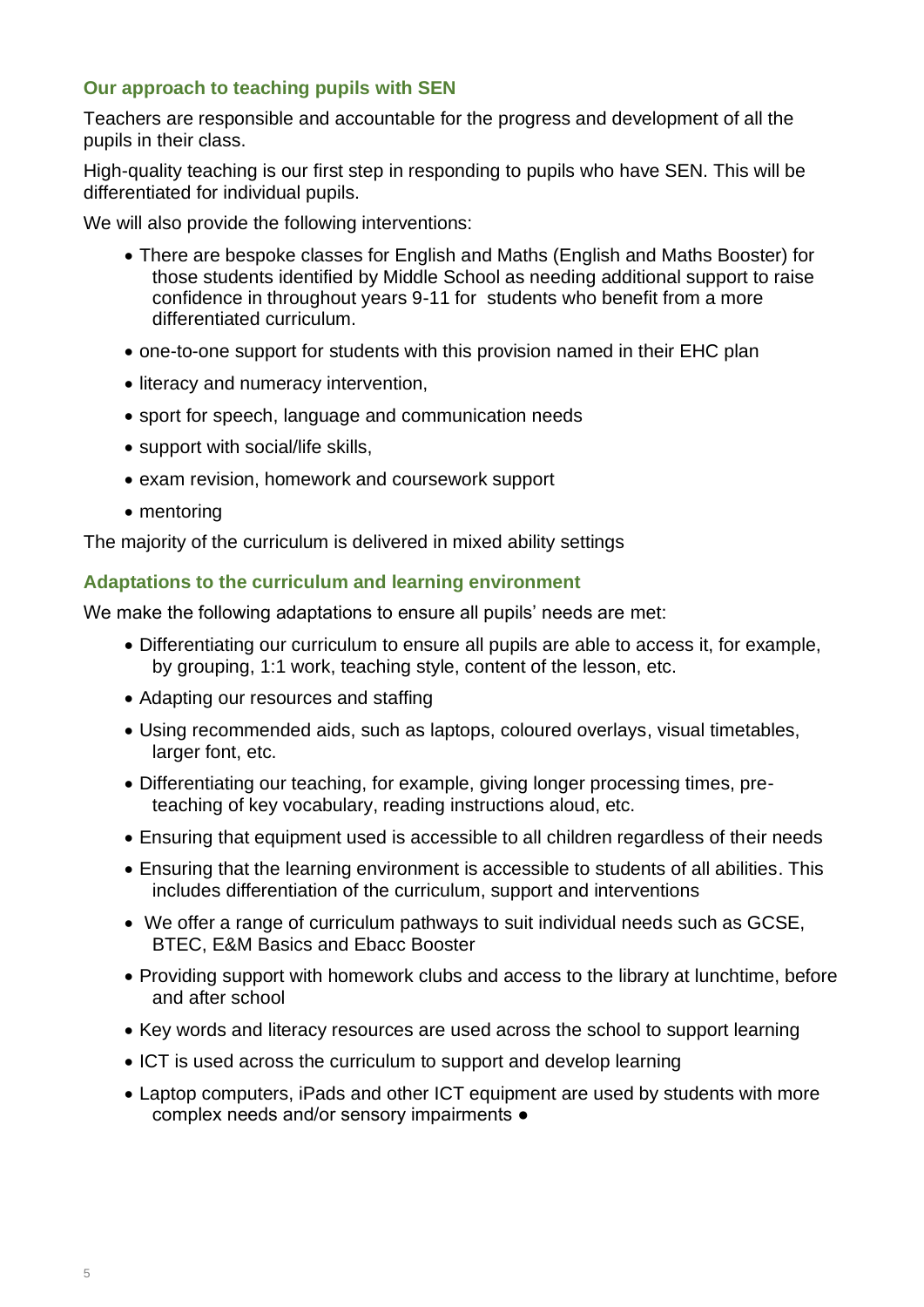### Our approach to teaching pupils with SEN

Teachers are responsible and accountable for the progress and development of all the pupils in their class.

High-quality teaching is our first step in responding to pupils who have SEN. This will be differentiated for individual pupils.

We will also provide the following interventions:

- There are bespoke classes for English and Maths (English and Maths Booster) for those students identified by Middle School as needing additional support to raise confidence in throughout years 9-11 for students who benefit from a more differentiated curriculum.
- one-to-one support for students with this provision named in their EHC plan
- literacy and numeracy intervention,
- sport for speech, language and communication needs
- support with social/life skills,
- exam revision, homework and coursework support
- mentoring

The majority of the curriculum is delivered in mixed ability settings

### Adaptations to the curriculum and learning environment

We make the following adaptations to ensure all pupils' needs are met:

- Differentiating our curriculum to ensure all pupils are able to access it, for example, by grouping, 1:1 work, teaching style, content of the lesson, etc.
- Adapting our resources and staffing
- Using recommended aids, such as laptops, coloured overlays, visual timetables, larger font, etc.
- Differentiating our teaching, for example, giving longer processing times, pre-teaching of key vocabulary, reading instructions aloud, etc.
- Ensuring that equipment used is accessible to all children regardless of their needs
- Ensuring that the learning environment is accessible to students of all abilities. This includes differentiation of the curriculum, support and interventions
- We offer a range of curriculum pathways to suit individual needs such as GCSE, BTEC, E&M Basics and Ebacc Booster
- Providing support with homework clubs and access to the library at lunchtime, before and after school
- Key words and literacy resources are used across the school to support learning
- ICT is used across the curriculum to support and develop learning
- Laptop computers, iPads and other ICT equipment are used by students with more complex needs and/or sensory impairments ●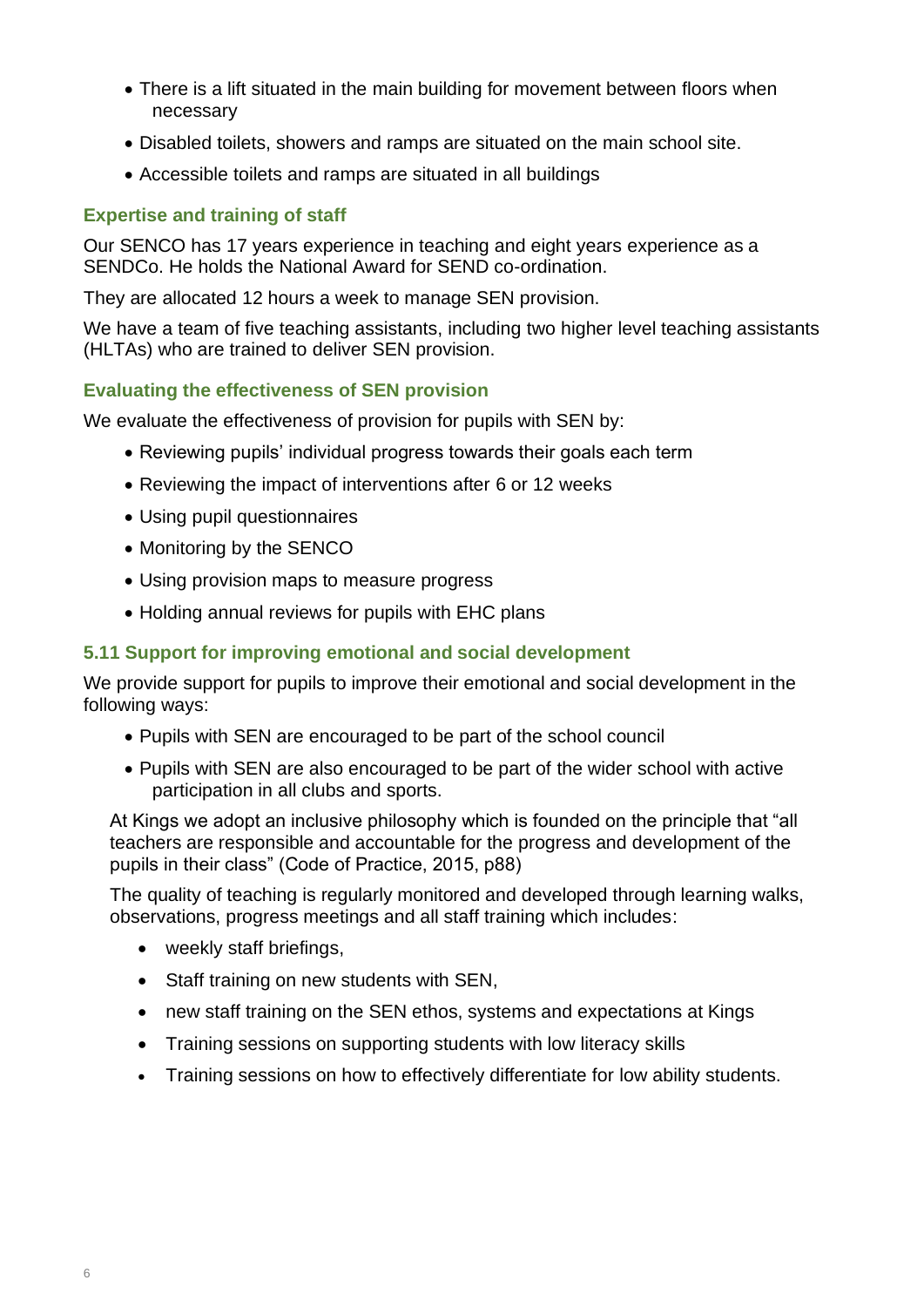- There is a lift situated in the main building for movement between floors when necessary
- Disabled toilets, showers and ramps are situated on the main school site.
- Accessible toilets and ramps are situated in all buildings

### Expertise and training of staff

Our SENCO has 17 years experience in teaching and eight years experience as a SENDCo. He holds the National Award for SEND co-ordination.

They are allocated 12 hours a week to manage SEN provision.

We have a team of five teaching assistants, including two higher level teaching assistants (HLTAs) who are trained to deliver SEN provision.

### Evaluating the effectiveness of SEN provision

We evaluate the effectiveness of provision for pupils with SEN by:

- Reviewing pupils' individual progress towards their goals each term
- Reviewing the impact of interventions after 6 or 12 weeks
- Using pupil questionnaires
- Monitoring by the SENCO
- Using provision maps to measure progress
- Holding annual reviews for pupils with EHC plans

### 5.11 Support for improving emotional and social development

We provide support for pupils to improve their emotional and social development in the following ways:

- Pupils with SEN are encouraged to be part of the school council
- Pupils with SEN are also encouraged to be part of the wider school with active participation in all clubs and sports.

At Kings we adopt an inclusive philosophy which is founded on the principle that "all teachers are responsible and accountable for the progress and development of the pupils in their class" (Code of Practice, 2015, p88)

The quality of teaching is regularly monitored and developed through learning walks, observations, progress meetings and all staff training which includes:

- weekly staff briefings,
- Staff training on new students with SEN,
- new staff training on the SEN ethos, systems and expectations at Kings
- Training sessions on supporting students with low literacy skills
- Training sessions on how to effectively differentiate for low ability students.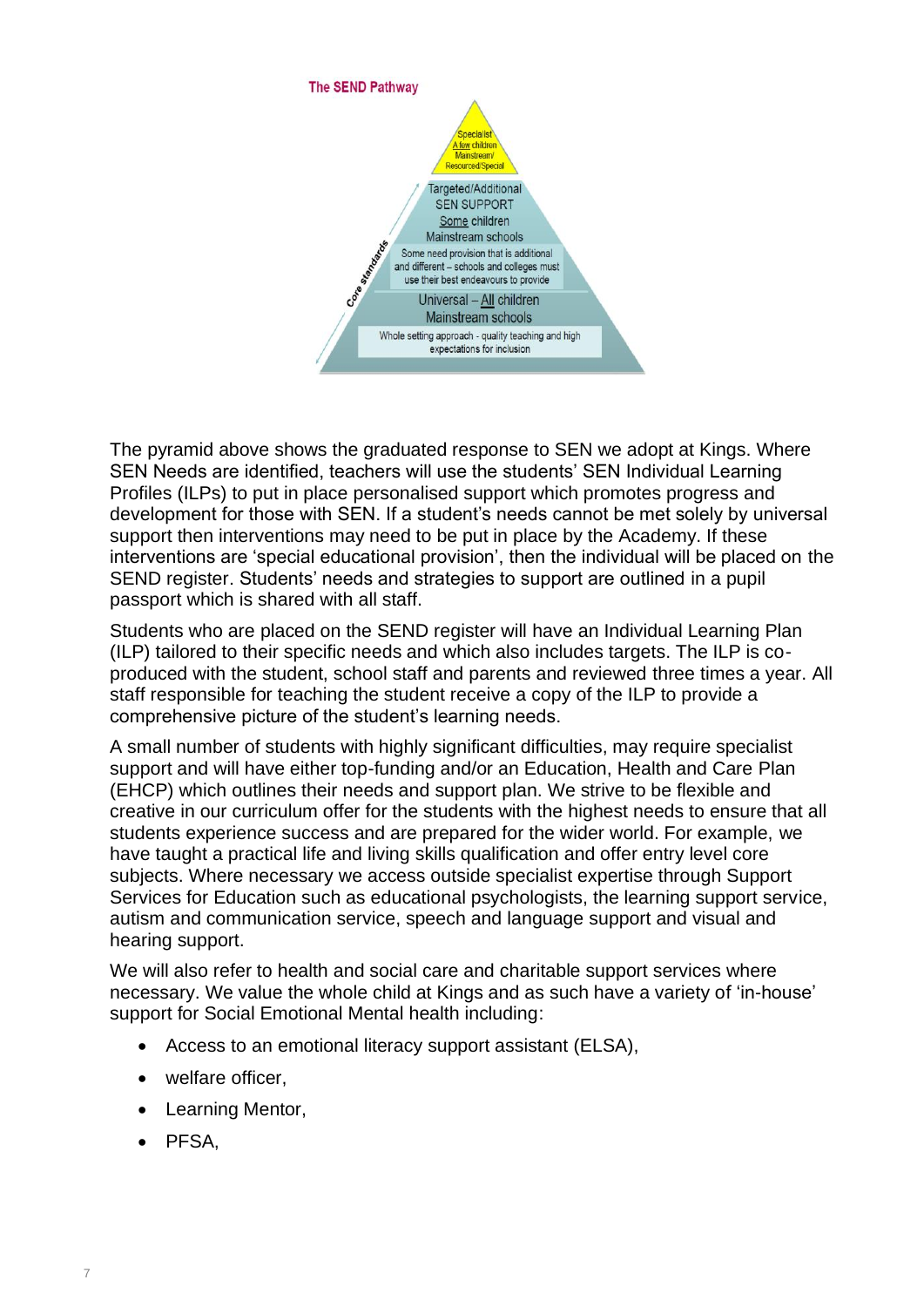**The SEND Pathway**

- Specialist – A few children – Mainstream/Resourced/Special
- Targeted/Additional SEN SUPPORT – Some children – Mainstream schools
  - Some need provision that is additional and different – schools and colleges must use their best endeavours to provide
- Universal – All children – Mainstream schools
  - Whole setting approach - quality teaching and high expectations for inclusion

Core standards

The pyramid above shows the graduated response to SEN we adopt at Kings. Where SEN Needs are identified, teachers will use the students' SEN Individual Learning Profiles (ILPs) to put in place personalised support which promotes progress and development for those with SEN. If a student's needs cannot be met solely by universal support then interventions may need to be put in place by the Academy. If these interventions are 'special educational provision', then the individual will be placed on the SEND register. Students' needs and strategies to support are outlined in a pupil passport which is shared with all staff.

Students who are placed on the SEND register will have an Individual Learning Plan (ILP) tailored to their specific needs and which also includes targets. The ILP is co-produced with the student, school staff and parents and reviewed three times a year. All staff responsible for teaching the student receive a copy of the ILP to provide a comprehensive picture of the student's learning needs.

A small number of students with highly significant difficulties, may require specialist support and will have either top-funding and/or an Education, Health and Care Plan (EHCP) which outlines their needs and support plan. We strive to be flexible and creative in our curriculum offer for the students with the highest needs to ensure that all students experience success and are prepared for the wider world. For example, we have taught a practical life and living skills qualification and offer entry level core subjects. Where necessary we access outside specialist expertise through Support Services for Education such as educational psychologists, the learning support service, autism and communication service, speech and language support and visual and hearing support.

We will also refer to health and social care and charitable support services where necessary. We value the whole child at Kings and as such have a variety of 'in-house' support for Social Emotional Mental health including:

- Access to an emotional literacy support assistant (ELSA),
- welfare officer,
- Learning Mentor,
- PFSA,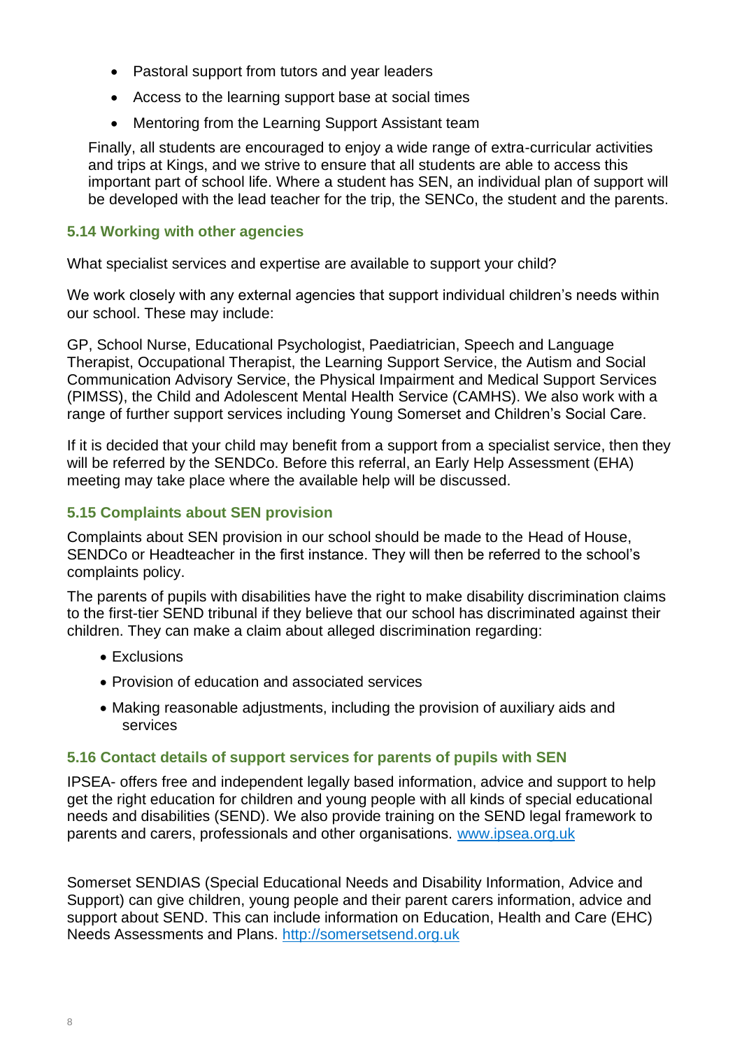- Pastoral support from tutors and year leaders
- Access to the learning support base at social times
- Mentoring from the Learning Support Assistant team

Finally, all students are encouraged to enjoy a wide range of extra-curricular activities and trips at Kings, and we strive to ensure that all students are able to access this important part of school life. Where a student has SEN, an individual plan of support will be developed with the lead teacher for the trip, the SENCo, the student and the parents.

### 5.14 Working with other agencies

What specialist services and expertise are available to support your child?

We work closely with any external agencies that support individual children's needs within our school. These may include:

GP, School Nurse, Educational Psychologist, Paediatrician, Speech and Language Therapist, Occupational Therapist, the Learning Support Service, the Autism and Social Communication Advisory Service, the Physical Impairment and Medical Support Services (PIMSS), the Child and Adolescent Mental Health Service (CAMHS). We also work with a range of further support services including Young Somerset and Children's Social Care.

If it is decided that your child may benefit from a support from a specialist service, then they will be referred by the SENDCo. Before this referral, an Early Help Assessment (EHA) meeting may take place where the available help will be discussed.

### 5.15 Complaints about SEN provision

Complaints about SEN provision in our school should be made to the Head of House, SENDCo or Headteacher in the first instance. They will then be referred to the school's complaints policy.

The parents of pupils with disabilities have the right to make disability discrimination claims to the first-tier SEND tribunal if they believe that our school has discriminated against their children. They can make a claim about alleged discrimination regarding:

- Exclusions
- Provision of education and associated services
- Making reasonable adjustments, including the provision of auxiliary aids and services

### 5.16 Contact details of support services for parents of pupils with SEN

IPSEA- offers free and independent legally based information, advice and support to help get the right education for children and young people with all kinds of special educational needs and disabilities (SEND). We also provide training on the SEND legal framework to parents and carers, professionals and other organisations. [www.ipsea.org.uk](http://www.ipsea.org.uk)

Somerset SENDIAS (Special Educational Needs and Disability Information, Advice and Support) can give children, young people and their parent carers information, advice and support about SEND. This can include information on Education, Health and Care (EHC) Needs Assessments and Plans. [http://somersetsend.org.uk](http://somersetsend.org.uk)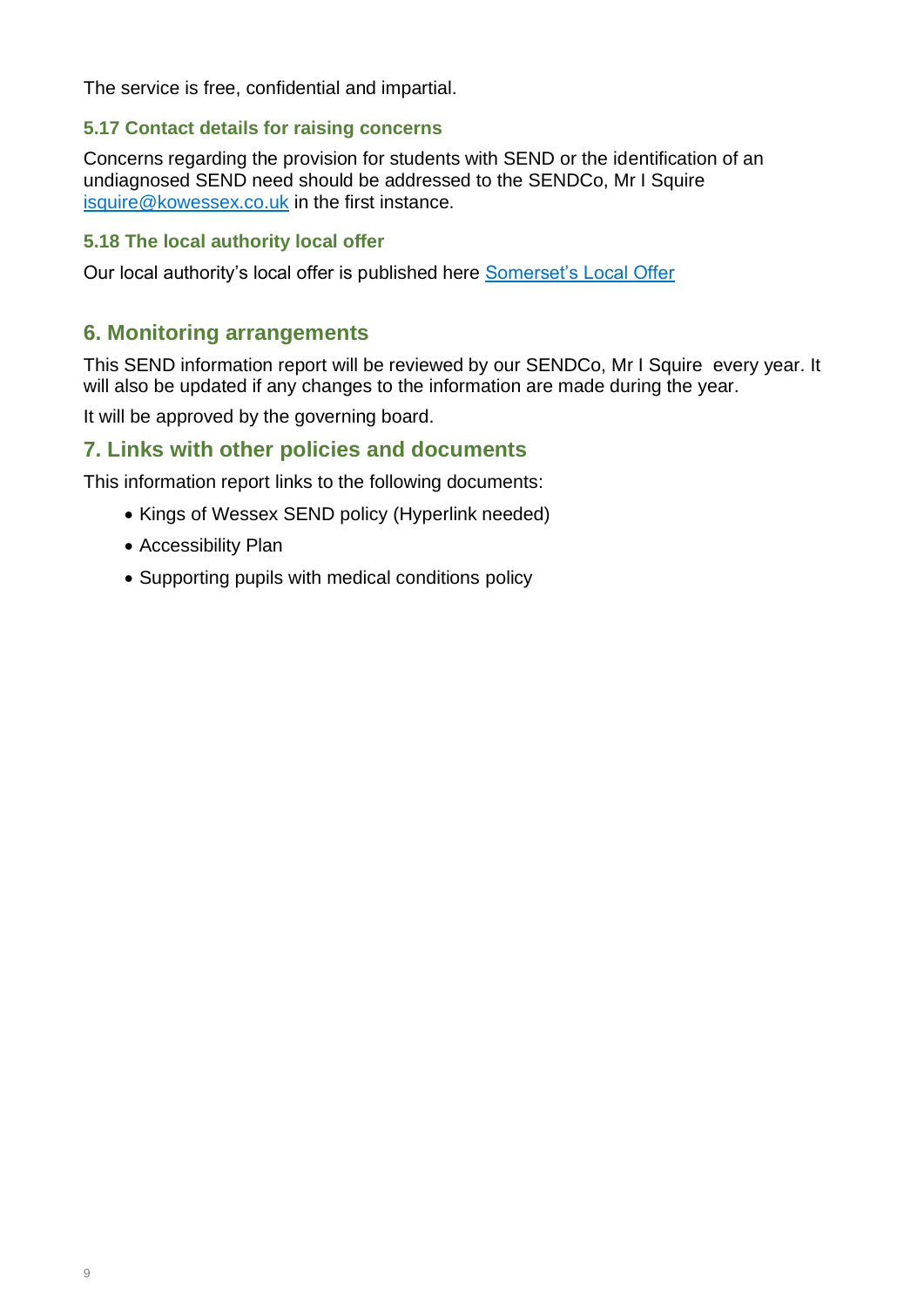The service is free, confidential and impartial.

### 5.17 Contact details for raising concerns

Concerns regarding the provision for students with SEND or the identification of an undiagnosed SEND need should be addressed to the SENDCo, Mr I Squire isquire@kowessex.co.uk in the first instance.

### 5.18 The local authority local offer

Our local authority's local offer is published here Somerset's Local Offer

## 6. Monitoring arrangements

This SEND information report will be reviewed by our SENDCo, Mr I Squire every year. It will also be updated if any changes to the information are made during the year.

It will be approved by the governing board.

## 7. Links with other policies and documents

This information report links to the following documents:

- Kings of Wessex SEND policy (Hyperlink needed)
- Accessibility Plan
- Supporting pupils with medical conditions policy